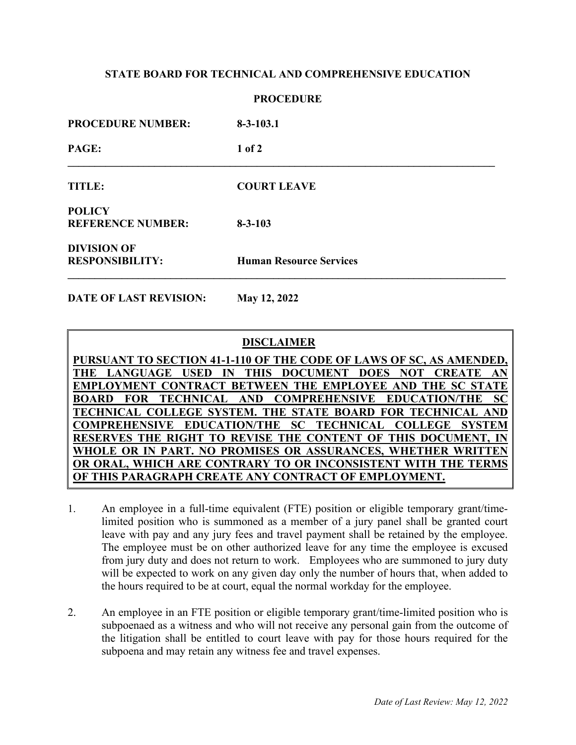**STATE BOARD FOR TECHNICAL AND COMPREHENSIVE EDUCATION**

**PROCEDURE**

**PROCEDURE NUMBER:** **8-3-103.1**

**TITLE:** **COURT LEAVE**

**POLICY REFERENCE NUMBER:** **8-3-103**

**DIVISION OF RESPONSIBILITY:** **Human Resource Services**

**DATE OF LAST REVISION:** **May 12, 2022**

---

**DISCLAIMER**

**PURSUANT TO SECTION 41-1-110 OF THE CODE OF LAWS OF SC, AS AMENDED, THE LANGUAGE USED IN THIS DOCUMENT DOES NOT CREATE AN EMPLOYMENT CONTRACT BETWEEN THE EMPLOYEE AND THE SC STATE BOARD FOR TECHNICAL AND COMPREHENSIVE EDUCATION/THE SC TECHNICAL COLLEGE SYSTEM. THE STATE BOARD FOR TECHNICAL AND COMPREHENSIVE EDUCATION/THE SC TECHNICAL COLLEGE SYSTEM RESERVES THE RIGHT TO REVISE THE CONTENT OF THIS DOCUMENT, IN WHOLE OR IN PART. NO PROMISES OR ASSURANCES, WHETHER WRITTEN OR ORAL, WHICH ARE CONTRARY TO OR INCONSISTENT WITH THE TERMS OF THIS PARAGRAPH CREATE ANY CONTRACT OF EMPLOYMENT.**

---

1. An employee in a full-time equivalent (FTE) position or eligible temporary grant/time-limited position who is summoned as a member of a jury panel shall be granted court leave with pay and any jury fees and travel payment shall be retained by the employee. The employee must be on other authorized leave for any time the employee is excused from jury duty and does not return to work. Employees who are summoned to jury duty will be expected to work on any given day only the number of hours that, when added to the hours required to be at court, equal the normal workday for the employee.

2. An employee in an FTE position or eligible temporary grant/time-limited position who is subpoenaed as a witness and who will not receive any personal gain from the outcome of the litigation shall be entitled to court leave with pay for those hours required for the subpoena and may retain any witness fee and travel expenses.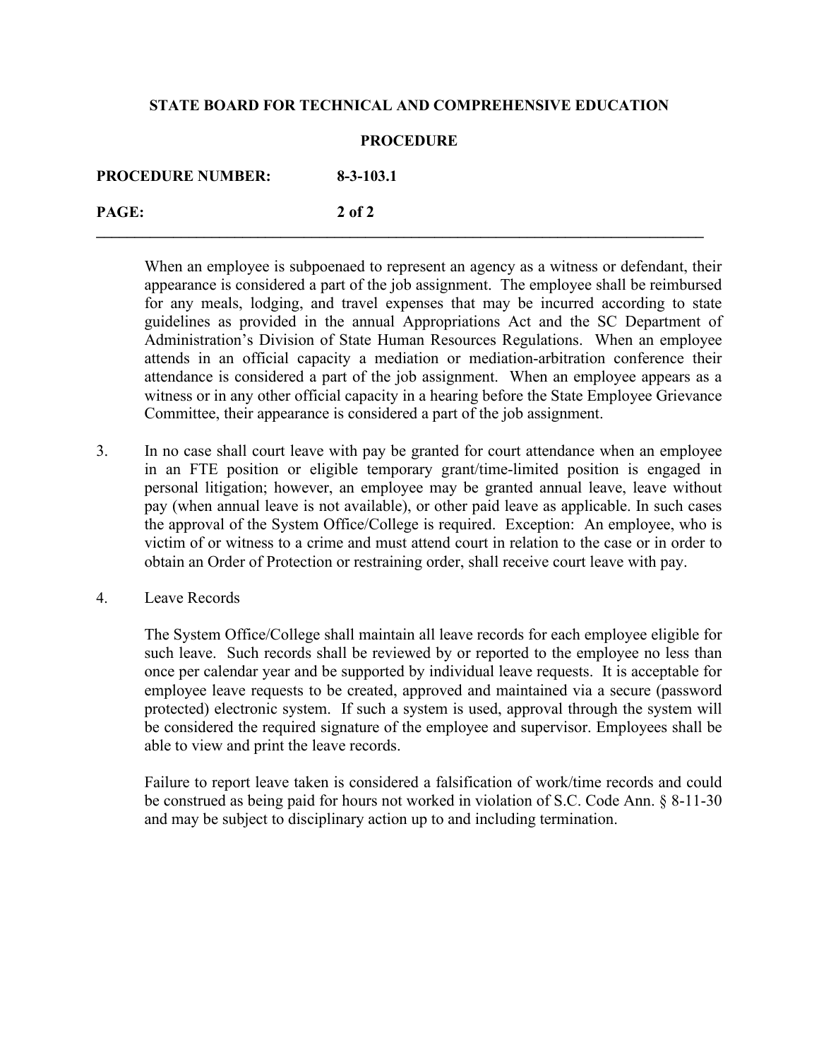When an employee is subpoenaed to represent an agency as a witness or defendant, their appearance is considered a part of the job assignment. The employee shall be reimbursed for any meals, lodging, and travel expenses that may be incurred according to state guidelines as provided in the annual Appropriations Act and the SC Department of Administration's Division of State Human Resources Regulations. When an employee attends in an official capacity a mediation or mediation-arbitration conference their attendance is considered a part of the job assignment. When an employee appears as a witness or in any other official capacity in a hearing before the State Employee Grievance Committee, their appearance is considered a part of the job assignment.

3. In no case shall court leave with pay be granted for court attendance when an employee in an FTE position or eligible temporary grant/time-limited position is engaged in personal litigation; however, an employee may be granted annual leave, leave without pay (when annual leave is not available), or other paid leave as applicable. In such cases the approval of the System Office/College is required. Exception: An employee, who is victim of or witness to a crime and must attend court in relation to the case or in order to obtain an Order of Protection or restraining order, shall receive court leave with pay.

4. Leave Records

   The System Office/College shall maintain all leave records for each employee eligible for such leave. Such records shall be reviewed by or reported to the employee no less than once per calendar year and be supported by individual leave requests. It is acceptable for employee leave requests to be created, approved and maintained via a secure (password protected) electronic system. If such a system is used, approval through the system will be considered the required signature of the employee and supervisor. Employees shall be able to view and print the leave records.

   Failure to report leave taken is considered a falsification of work/time records and could be construed as being paid for hours not worked in violation of S.C. Code Ann. § 8-11-30 and may be subject to disciplinary action up to and including termination.